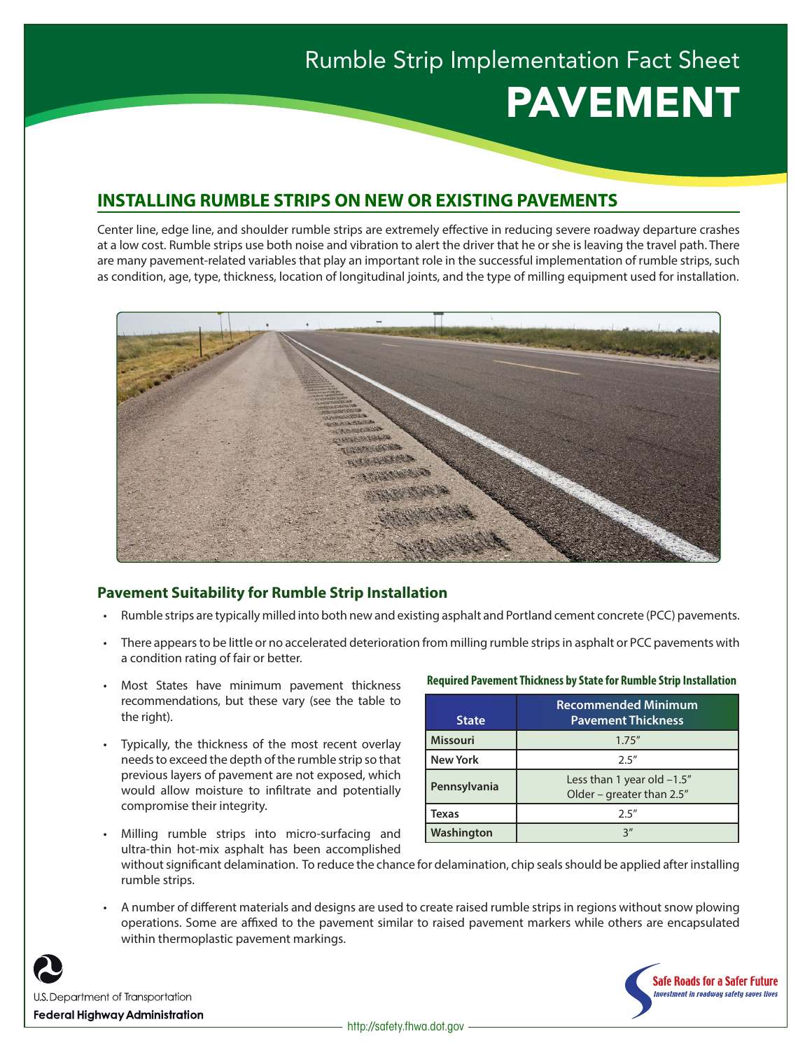Rumble Strip Implementation Fact Sheet

# PAVEMENT

## INSTALLING RUMBLE STRIPS ON NEW OR EXISTING PAVEMENTS

Center line, edge line, and shoulder rumble strips are extremely effective in reducing severe roadway departure crashes at a low cost. Rumble strips use both noise and vibration to alert the driver that he or she is leaving the travel path. There are many pavement-related variables that play an important role in the successful implementation of rumble strips, such as condition, age, type, thickness, location of longitudinal joints, and the type of milling equipment used for installation.

### Pavement Suitability for Rumble Strip Installation

- Rumble strips are typically milled into both new and existing asphalt and Portland cement concrete (PCC) pavements.
- There appears to be little or no accelerated deterioration from milling rumble strips in asphalt or PCC pavements with a condition rating of fair or better.
- Most States have minimum pavement thickness recommendations, but these vary (see the table to the right).
- Typically, the thickness of the most recent overlay needs to exceed the depth of the rumble strip so that previous layers of pavement are not exposed, which would allow moisture to infiltrate and potentially compromise their integrity.
- Milling rumble strips into micro-surfacing and ultra-thin hot-mix asphalt has been accomplished without significant delamination. To reduce the chance for delamination, chip seals should be applied after installing rumble strips.
- A number of different materials and designs are used to create raised rumble strips in regions without snow plowing operations. Some are affixed to the pavement similar to raised pavement markers while others are encapsulated within thermoplastic pavement markings.

**Required Pavement Thickness by State for Rumble Strip Installation**

| State | Recommended Minimum Pavement Thickness |
|---|---|
| Missouri | 1.75″ |
| New York | 2.5″ |
| Pennsylvania | Less than 1 year old –1.5″<br>Older – greater than 2.5″ |
| Texas | 2.5″ |
| Washington | 3″ |

U.S. Department of Transportation

Federal Highway Administration

http://safety.fhwa.dot.gov

Safe Roads for a Safer Future

*Investment in roadway safety saves lives*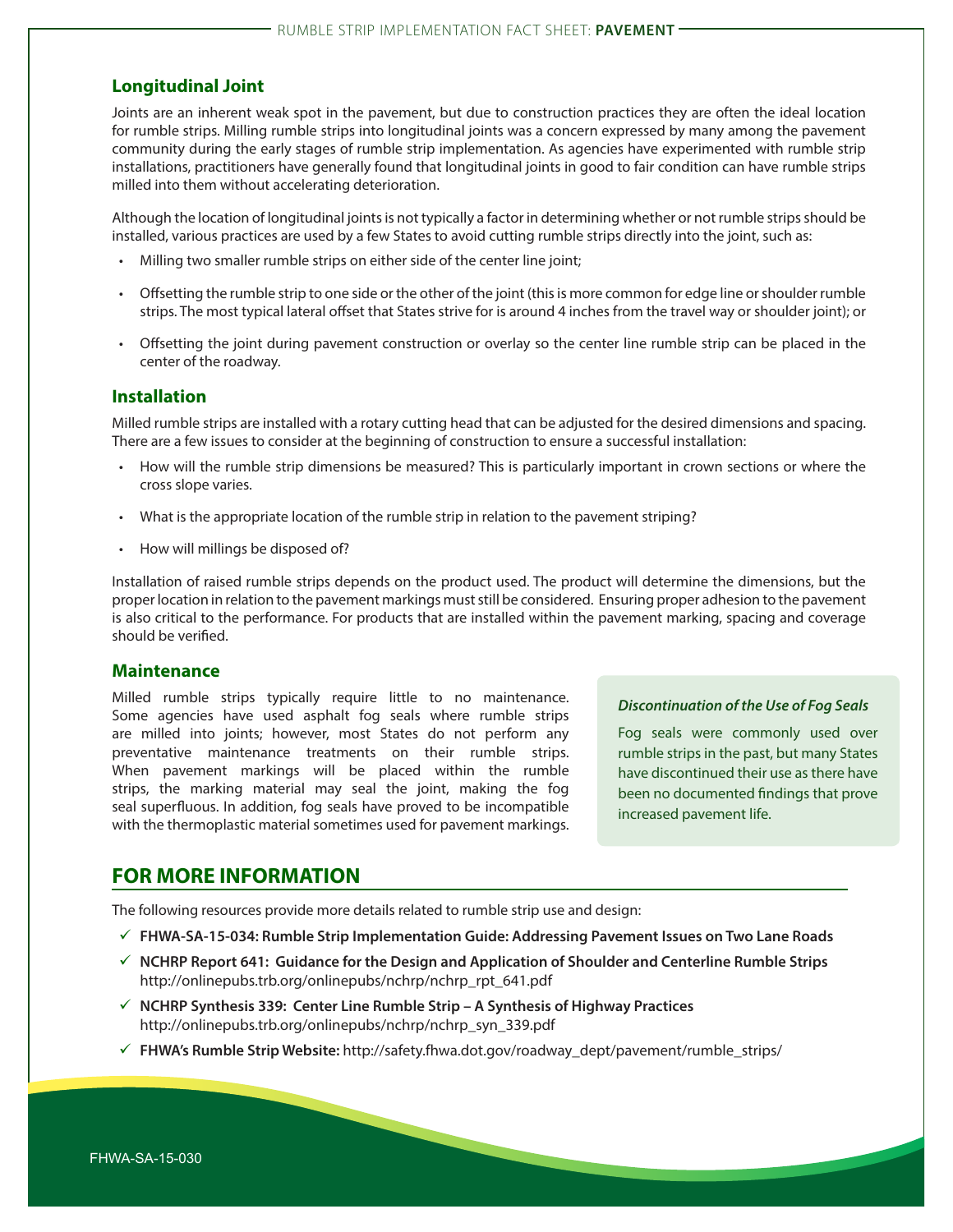## Longitudinal Joint

Joints are an inherent weak spot in the pavement, but due to construction practices they are often the ideal location for rumble strips. Milling rumble strips into longitudinal joints was a concern expressed by many among the pavement community during the early stages of rumble strip implementation. As agencies have experimented with rumble strip installations, practitioners have generally found that longitudinal joints in good to fair condition can have rumble strips milled into them without accelerating deterioration.

Although the location of longitudinal joints is not typically a factor in determining whether or not rumble strips should be installed, various practices are used by a few States to avoid cutting rumble strips directly into the joint, such as:

- Milling two smaller rumble strips on either side of the center line joint;
- Offsetting the rumble strip to one side or the other of the joint (this is more common for edge line or shoulder rumble strips. The most typical lateral offset that States strive for is around 4 inches from the travel way or shoulder joint); or
- Offsetting the joint during pavement construction or overlay so the center line rumble strip can be placed in the center of the roadway.

## Installation

Milled rumble strips are installed with a rotary cutting head that can be adjusted for the desired dimensions and spacing. There are a few issues to consider at the beginning of construction to ensure a successful installation:

- How will the rumble strip dimensions be measured? This is particularly important in crown sections or where the cross slope varies.
- What is the appropriate location of the rumble strip in relation to the pavement striping?
- How will millings be disposed of?

Installation of raised rumble strips depends on the product used. The product will determine the dimensions, but the proper location in relation to the pavement markings must still be considered. Ensuring proper adhesion to the pavement is also critical to the performance. For products that are installed within the pavement marking, spacing and coverage should be verified.

## Maintenance

Milled rumble strips typically require little to no maintenance. Some agencies have used asphalt fog seals where rumble strips are milled into joints; however, most States do not perform any preventative maintenance treatments on their rumble strips. When pavement markings will be placed within the rumble strips, the marking material may seal the joint, making the fog seal superfluous. In addition, fog seals have proved to be incompatible with the thermoplastic material sometimes used for pavement markings.

***Discontinuation of the Use of Fog Seals***

Fog seals were commonly used over rumble strips in the past, but many States have discontinued their use as there have been no documented findings that prove increased pavement life.

## FOR MORE INFORMATION

The following resources provide more details related to rumble strip use and design:

- ✓ **FHWA-SA-15-034: Rumble Strip Implementation Guide: Addressing Pavement Issues on Two Lane Roads**
- ✓ **NCHRP Report 641: Guidance for the Design and Application of Shoulder and Centerline Rumble Strips** http://onlinepubs.trb.org/onlinepubs/nchrp/nchrp_rpt_641.pdf
- ✓ **NCHRP Synthesis 339: Center Line Rumble Strip – A Synthesis of Highway Practices** http://onlinepubs.trb.org/onlinepubs/nchrp/nchrp_syn_339.pdf
- ✓ **FHWA's Rumble Strip Website:** http://safety.fhwa.dot.gov/roadway_dept/pavement/rumble_strips/

FHWA-SA-15-030